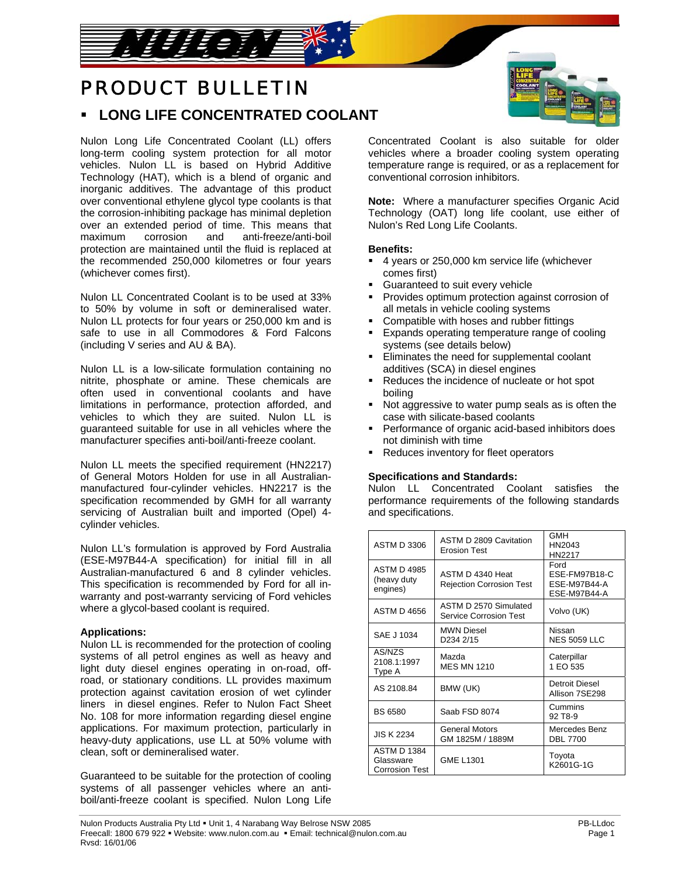# PRODUCT BULLETIN

## LONG LIFE CONCENTRATED COOLANT

Nulon Long Life Concentrated Coolant (LL) offers long-term cooling system protection for all motor vehicles. Nulon LL is based on Hybrid Additive Technology (HAT), which is a blend of organic and inorganic additives. The advantage of this product over conventional ethylene glycol type coolants is that the corrosion-inhibiting package has minimal depletion over an extended period of time. This means that maximum corrosion and anti-freeze/anti-boil protection are maintained until the fluid is replaced at the recommended 250,000 kilometres or four years (whichever comes first).

Nulon LL Concentrated Coolant is to be used at 33% to 50% by volume in soft or demineralised water. Nulon LL protects for four years or 250,000 km and is safe to use in all Commodores & Ford Falcons (including V series and AU & BA).

Nulon LL is a low-silicate formulation containing no nitrite, phosphate or amine. These chemicals are often used in conventional coolants and have limitations in performance, protection afforded, and vehicles to which they are suited. Nulon LL is guaranteed suitable for use in all vehicles where the manufacturer specifies anti-boil/anti-freeze coolant.

Nulon LL meets the specified requirement (HN2217) of General Motors Holden for use in all Australian-manufactured four-cylinder vehicles. HN2217 is the specification recommended by GMH for all warranty servicing of Australian built and imported (Opel) 4-cylinder vehicles.

Nulon LL's formulation is approved by Ford Australia (ESE-M97B44-A specification) for initial fill in all Australian-manufactured 6 and 8 cylinder vehicles. This specification is recommended by Ford for all in-warranty and post-warranty servicing of Ford vehicles where a glycol-based coolant is required.

**Applications:**
Nulon LL is recommended for the protection of cooling systems of all petrol engines as well as heavy and light duty diesel engines operating in on-road, off-road, or stationary conditions. LL provides maximum protection against cavitation erosion of wet cylinder liners in diesel engines. Refer to Nulon Fact Sheet No. 108 for more information regarding diesel engine applications. For maximum protection, particularly in heavy-duty applications, use LL at 50% volume with clean, soft or demineralised water.

Guaranteed to be suitable for the protection of cooling systems of all passenger vehicles where an anti-boil/anti-freeze coolant is specified. Nulon Long Life Concentrated Coolant is also suitable for older vehicles where a broader cooling system operating temperature range is required, or as a replacement for conventional corrosion inhibitors.

**Note:** Where a manufacturer specifies Organic Acid Technology (OAT) long life coolant, use either of Nulon's Red Long Life Coolants.

**Benefits:**

- 4 years or 250,000 km service life (whichever comes first)
- Guaranteed to suit every vehicle
- Provides optimum protection against corrosion of all metals in vehicle cooling systems
- Compatible with hoses and rubber fittings
- Expands operating temperature range of cooling systems (see details below)
- Eliminates the need for supplemental coolant additives (SCA) in diesel engines
- Reduces the incidence of nucleate or hot spot boiling
- Not aggressive to water pump seals as is often the case with silicate-based coolants
- Performance of organic acid-based inhibitors does not diminish with time
- Reduces inventory for fleet operators

**Specifications and Standards:**
Nulon LL Concentrated Coolant satisfies the performance requirements of the following standards and specifications.

| | | |
|---|---|---|
| ASTM D 3306 | ASTM D 2809 Cavitation Erosion Test | GMH HN2043 HN2217 |
| ASTM D 4985 (heavy duty engines) | ASTM D 4340 Heat Rejection Corrosion Test | Ford ESE-FM97B18-C ESE-M97B44-A ESE-M97B44-A |
| ASTM D 4656 | ASTM D 2570 Simulated Service Corrosion Test | Volvo (UK) |
| SAE J 1034 | MWN Diesel D234 2/15 | Nissan NES 5059 LLC |
| AS/NZS 2108.1:1997 Type A | Mazda MES MN 1210 | Caterpillar 1 EO 535 |
| AS 2108.84 | BMW (UK) | Detroit Diesel Allison 7SE298 |
| BS 6580 | Saab FSD 8074 | Cummins 92 T8-9 |
| JIS K 2234 | General Motors GM 1825M / 1889M | Mercedes Benz DBL 7700 |
| ASTM D 1384 Glassware Corrosion Test | GME L1301 | Toyota K2601G-1G |

Nulon Products Australia Pty Ltd ▪ Unit 1, 4 Narabang Way Belrose NSW 2085
Freecall: 1800 679 922 ▪ Website: www.nulon.com.au ▪ Email: technical@nulon.com.au
Rvsd: 16/01/06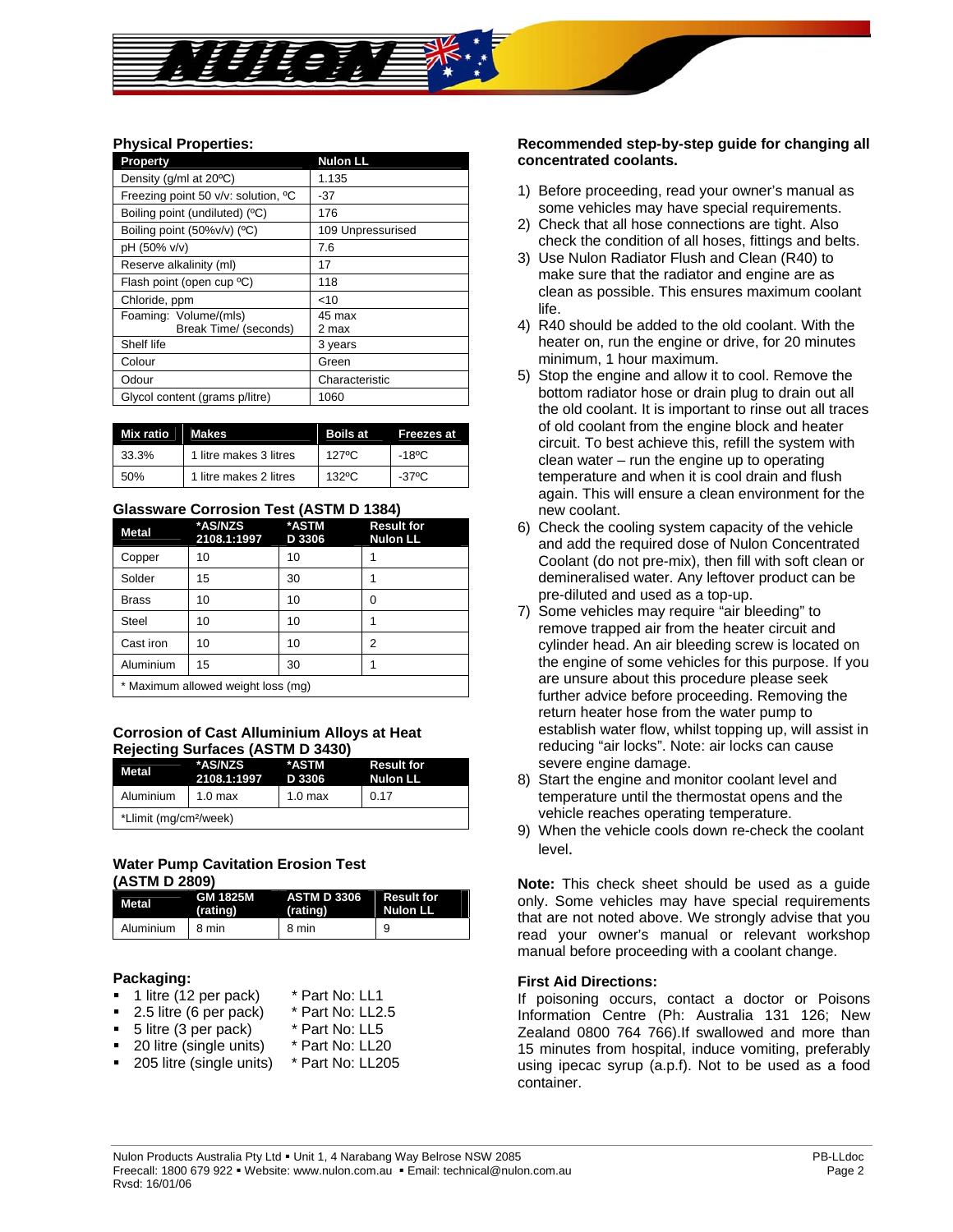### Physical Properties:

| Property | Nulon LL |
| --- | --- |
| Density (g/ml at 20ºC) | 1.135 |
| Freezing point 50 v/v: solution, ºC | -37 |
| Boiling point (undiluted) (ºC) | 176 |
| Boiling point (50%v/v) (ºC) | 109 Unpressurised |
| pH (50% v/v) | 7.6 |
| Reserve alkalinity (ml) | 17 |
| Flash point (open cup ºC) | 118 |
| Chloride, ppm | <10 |
| Foaming: Volume/(mls) Break Time/ (seconds) | 45 max 2 max |
| Shelf life | 3 years |
| Colour | Green |
| Odour | Characteristic |
| Glycol content (grams p/litre) | 1060 |

| Mix ratio | Makes | Boils at | Freezes at |
| --- | --- | --- | --- |
| 33.3% | 1 litre makes 3 litres | 127ºC | -18ºC |
| 50% | 1 litre makes 2 litres | 132ºC | -37ºC |

### Glassware Corrosion Test (ASTM D 1384)

| Metal | *AS/NZS 2108.1:1997 | *ASTM D 3306 | Result for Nulon LL |
| --- | --- | --- | --- |
| Copper | 10 | 10 | 1 |
| Solder | 15 | 30 | 1 |
| Brass | 10 | 10 | 0 |
| Steel | 10 | 10 | 1 |
| Cast iron | 10 | 10 | 2 |
| Aluminium | 15 | 30 | 1 |

* Maximum allowed weight loss (mg)

### Corrosion of Cast Alluminium Alloys at Heat Rejecting Surfaces (ASTM D 3430)

| Metal | *AS/NZS 2108.1:1997 | *ASTM D 3306 | Result for Nulon LL |
| --- | --- | --- | --- |
| Aluminium | 1.0 max | 1.0 max | 0.17 |

*Llimit (mg/cm²/week)

### Water Pump Cavitation Erosion Test (ASTM D 2809)

| Metal | GM 1825M (rating) | ASTM D 3306 (rating) | Result for Nulon LL |
| --- | --- | --- | --- |
| Aluminium | 8 min | 8 min | 9 |

### Packaging:

- 1 litre (12 per pack) * Part No: LL1
- 2.5 litre (6 per pack) * Part No: LL2.5
- 5 litre (3 per pack) * Part No: LL5
- 20 litre (single units) * Part No: LL20
- 205 litre (single units) * Part No: LL205

### Recommended step-by-step guide for changing all concentrated coolants.

1) Before proceeding, read your owner's manual as some vehicles may have special requirements.
2) Check that all hose connections are tight. Also check the condition of all hoses, fittings and belts.
3) Use Nulon Radiator Flush and Clean (R40) to make sure that the radiator and engine are as clean as possible. This ensures maximum coolant life.
4) R40 should be added to the old coolant. With the heater on, run the engine or drive, for 20 minutes minimum, 1 hour maximum.
5) Stop the engine and allow it to cool. Remove the bottom radiator hose or drain plug to drain out all the old coolant. It is important to rinse out all traces of old coolant from the engine block and heater circuit. To best achieve this, refill the system with clean water – run the engine up to operating temperature and when it is cool drain and flush again. This will ensure a clean environment for the new coolant.
6) Check the cooling system capacity of the vehicle and add the required dose of Nulon Concentrated Coolant (do not pre-mix), then fill with soft clean or demineralised water. Any leftover product can be pre-diluted and used as a top-up.
7) Some vehicles may require "air bleeding" to remove trapped air from the heater circuit and cylinder head. An air bleeding screw is located on the engine of some vehicles for this purpose. If you are unsure about this procedure please seek further advice before proceeding. Removing the return heater hose from the water pump to establish water flow, whilst topping up, will assist in reducing "air locks". Note: air locks can cause severe engine damage.
8) Start the engine and monitor coolant level and temperature until the thermostat opens and the vehicle reaches operating temperature.
9) When the vehicle cools down re-check the coolant level.

**Note:** This check sheet should be used as a guide only. Some vehicles may have special requirements that are not noted above. We strongly advise that you read your owner's manual or relevant workshop manual before proceeding with a coolant change.

### First Aid Directions:

If poisoning occurs, contact a doctor or Poisons Information Centre (Ph: Australia 131 126; New Zealand 0800 764 766).If swallowed and more than 15 minutes from hospital, induce vomiting, preferably using ipecac syrup (a.p.f). Not to be used as a food container.

Nulon Products Australia Pty Ltd ▪ Unit 1, 4 Narabang Way Belrose NSW 2085
Freecall: 1800 679 922 ▪ Website: www.nulon.com.au ▪ Email: technical@nulon.com.au
Rvsd: 16/01/06
PB-LLdoc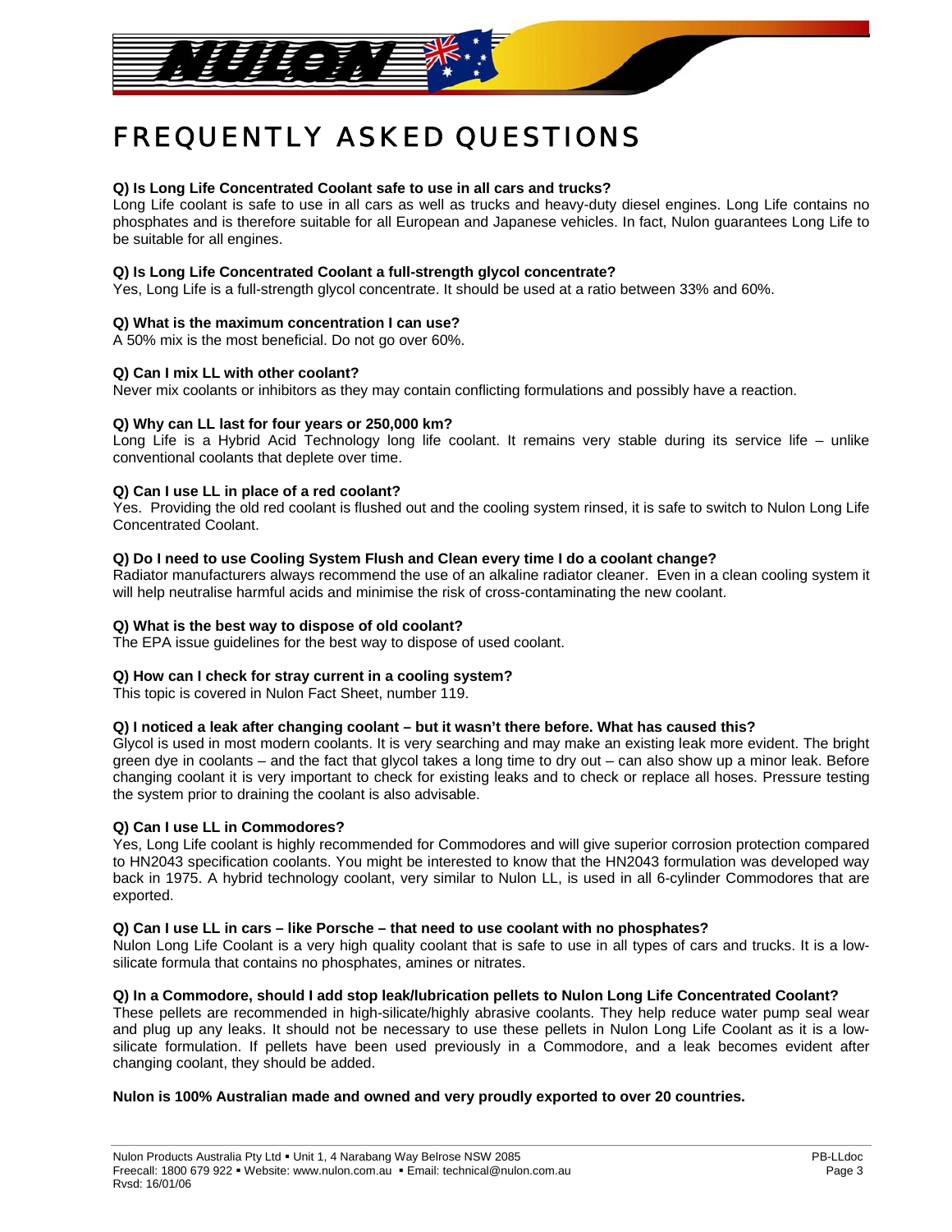# FREQUENTLY ASKED QUESTIONS

**Q) Is Long Life Concentrated Coolant safe to use in all cars and trucks?**
Long Life coolant is safe to use in all cars as well as trucks and heavy-duty diesel engines. Long Life contains no phosphates and is therefore suitable for all European and Japanese vehicles. In fact, Nulon guarantees Long Life to be suitable for all engines.

**Q) Is Long Life Concentrated Coolant a full-strength glycol concentrate?**
Yes, Long Life is a full-strength glycol concentrate. It should be used at a ratio between 33% and 60%.

**Q) What is the maximum concentration I can use?**
A 50% mix is the most beneficial. Do not go over 60%.

**Q) Can I mix LL with other coolant?**
Never mix coolants or inhibitors as they may contain conflicting formulations and possibly have a reaction.

**Q) Why can LL last for four years or 250,000 km?**
Long Life is a Hybrid Acid Technology long life coolant. It remains very stable during its service life – unlike conventional coolants that deplete over time.

**Q) Can I use LL in place of a red coolant?**
Yes. Providing the old red coolant is flushed out and the cooling system rinsed, it is safe to switch to Nulon Long Life Concentrated Coolant.

**Q) Do I need to use Cooling System Flush and Clean every time I do a coolant change?**
Radiator manufacturers always recommend the use of an alkaline radiator cleaner. Even in a clean cooling system it will help neutralise harmful acids and minimise the risk of cross-contaminating the new coolant.

**Q) What is the best way to dispose of old coolant?**
The EPA issue guidelines for the best way to dispose of used coolant.

**Q) How can I check for stray current in a cooling system?**
This topic is covered in Nulon Fact Sheet, number 119.

**Q) I noticed a leak after changing coolant – but it wasn't there before. What has caused this?**
Glycol is used in most modern coolants. It is very searching and may make an existing leak more evident. The bright green dye in coolants – and the fact that glycol takes a long time to dry out – can also show up a minor leak. Before changing coolant it is very important to check for existing leaks and to check or replace all hoses. Pressure testing the system prior to draining the coolant is also advisable.

**Q) Can I use LL in Commodores?**
Yes, Long Life coolant is highly recommended for Commodores and will give superior corrosion protection compared to HN2043 specification coolants. You might be interested to know that the HN2043 formulation was developed way back in 1975. A hybrid technology coolant, very similar to Nulon LL, is used in all 6-cylinder Commodores that are exported.

**Q) Can I use LL in cars – like Porsche – that need to use coolant with no phosphates?**
Nulon Long Life Coolant is a very high quality coolant that is safe to use in all types of cars and trucks. It is a low-silicate formula that contains no phosphates, amines or nitrates.

**Q) In a Commodore, should I add stop leak/lubrication pellets to Nulon Long Life Concentrated Coolant?**
These pellets are recommended in high-silicate/highly abrasive coolants. They help reduce water pump seal wear and plug up any leaks. It should not be necessary to use these pellets in Nulon Long Life Coolant as it is a low-silicate formulation. If pellets have been used previously in a Commodore, and a leak becomes evident after changing coolant, they should be added.

**Nulon is 100% Australian made and owned and very proudly exported to over 20 countries.**

Nulon Products Australia Pty Ltd ▪ Unit 1, 4 Narabang Way Belrose NSW 2085
Freecall: 1800 679 922 ▪ Website: www.nulon.com.au ▪ Email: technical@nulon.com.au
Rvsd: 16/01/06
PB-LLdoc